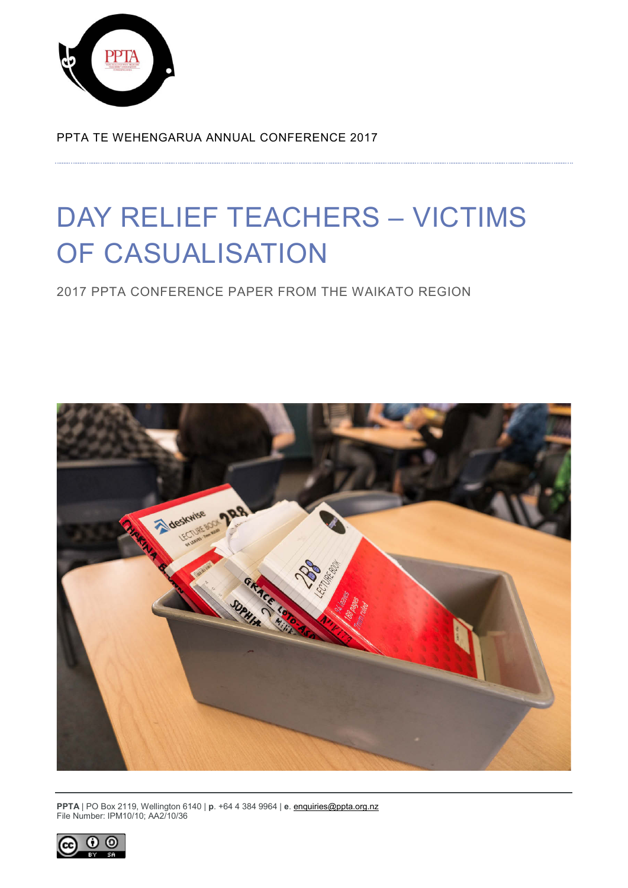PPTA TE WEHENGARUA ANNUAL CONFERENCE 2017

# DAY RELIEF TEACHERS – VICTIMS OF CASUALISATION

2017 PPTA CONFERENCE PAPER FROM THE WAIKATO REGION

**PPTA** | PO Box 2119, Wellington 6140 | **p**. +64 4 384 9964 | **e**. enquiries@ppta.org.nz
File Number: IPM10/10; AA2/10/36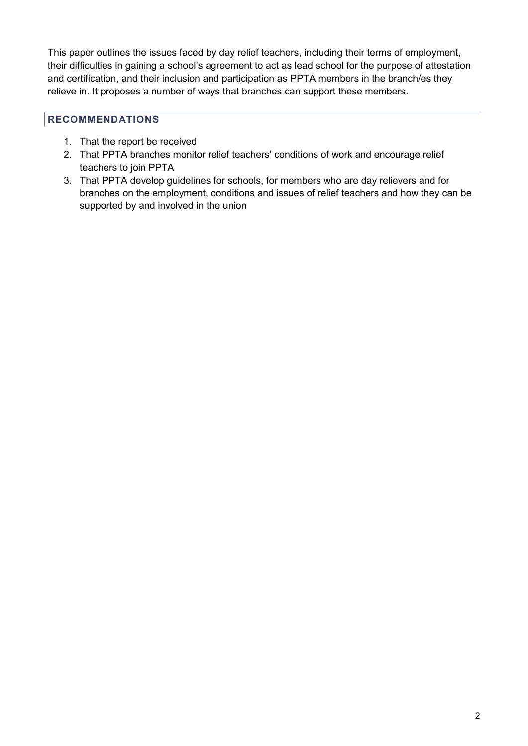This paper outlines the issues faced by day relief teachers, including their terms of employment, their difficulties in gaining a school's agreement to act as lead school for the purpose of attestation and certification, and their inclusion and participation as PPTA members in the branch/es they relieve in. It proposes a number of ways that branches can support these members.

## RECOMMENDATIONS

1. That the report be received
2. That PPTA branches monitor relief teachers' conditions of work and encourage relief teachers to join PPTA
3. That PPTA develop guidelines for schools, for members who are day relievers and for branches on the employment, conditions and issues of relief teachers and how they can be supported by and involved in the union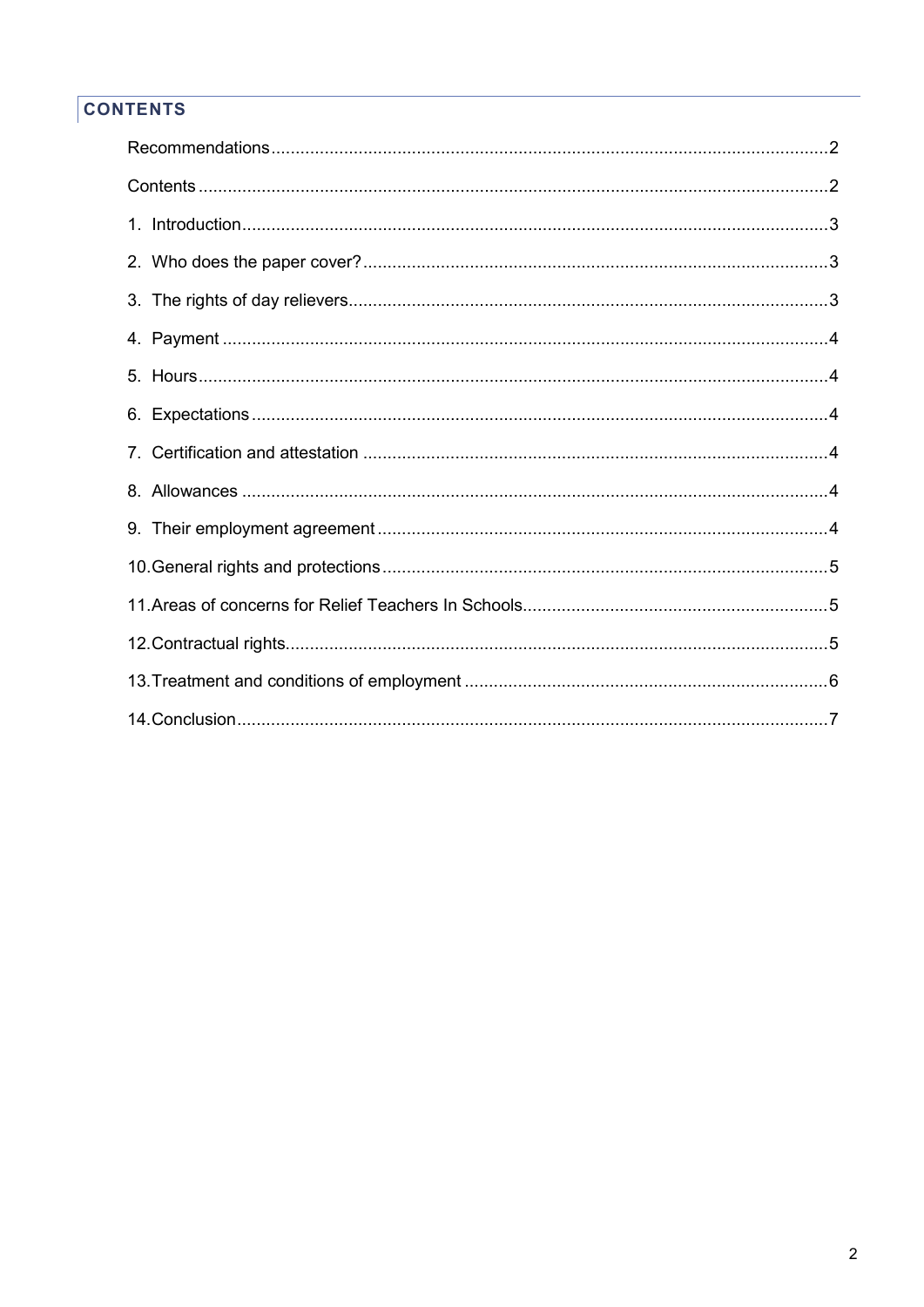## CONTENTS

Recommendations .......... 2

Contents .......... 2

1. Introduction .......... 3
2. Who does the paper cover? .......... 3
3. The rights of day relievers .......... 3
4. Payment .......... 4
5. Hours .......... 4
6. Expectations .......... 4
7. Certification and attestation .......... 4
8. Allowances .......... 4
9. Their employment agreement .......... 4
10. General rights and protections .......... 5
11. Areas of concerns for Relief Teachers In Schools .......... 5
12. Contractual rights .......... 5
13. Treatment and conditions of employment .......... 6
14. Conclusion .......... 7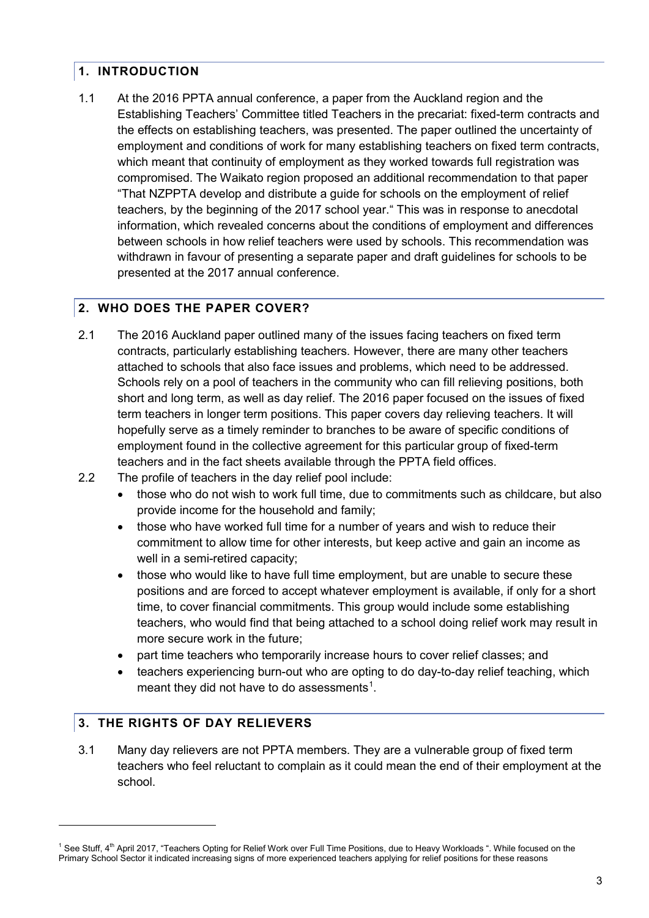## 1. INTRODUCTION

1.1 At the 2016 PPTA annual conference, a paper from the Auckland region and the Establishing Teachers' Committee titled Teachers in the precariat: fixed-term contracts and the effects on establishing teachers, was presented. The paper outlined the uncertainty of employment and conditions of work for many establishing teachers on fixed term contracts, which meant that continuity of employment as they worked towards full registration was compromised. The Waikato region proposed an additional recommendation to that paper "That NZPPTA develop and distribute a guide for schools on the employment of relief teachers, by the beginning of the 2017 school year." This was in response to anecdotal information, which revealed concerns about the conditions of employment and differences between schools in how relief teachers were used by schools. This recommendation was withdrawn in favour of presenting a separate paper and draft guidelines for schools to be presented at the 2017 annual conference.

## 2. WHO DOES THE PAPER COVER?

2.1 The 2016 Auckland paper outlined many of the issues facing teachers on fixed term contracts, particularly establishing teachers. However, there are many other teachers attached to schools that also face issues and problems, which need to be addressed. Schools rely on a pool of teachers in the community who can fill relieving positions, both short and long term, as well as day relief. The 2016 paper focused on the issues of fixed term teachers in longer term positions. This paper covers day relieving teachers. It will hopefully serve as a timely reminder to branches to be aware of specific conditions of employment found in the collective agreement for this particular group of fixed-term teachers and in the fact sheets available through the PPTA field offices.

2.2 The profile of teachers in the day relief pool include:

- those who do not wish to work full time, due to commitments such as childcare, but also provide income for the household and family;
- those who have worked full time for a number of years and wish to reduce their commitment to allow time for other interests, but keep active and gain an income as well in a semi-retired capacity;
- those who would like to have full time employment, but are unable to secure these positions and are forced to accept whatever employment is available, if only for a short time, to cover financial commitments. This group would include some establishing teachers, who would find that being attached to a school doing relief work may result in more secure work in the future;
- part time teachers who temporarily increase hours to cover relief classes; and
- teachers experiencing burn-out who are opting to do day-to-day relief teaching, which meant they did not have to do assessments[1].

## 3. THE RIGHTS OF DAY RELIEVERS

3.1 Many day relievers are not PPTA members. They are a vulnerable group of fixed term teachers who feel reluctant to complain as it could mean the end of their employment at the school.

---

[1] See Stuff, 4th April 2017, "Teachers Opting for Relief Work over Full Time Positions, due to Heavy Workloads ". While focused on the Primary School Sector it indicated increasing signs of more experienced teachers applying for relief positions for these reasons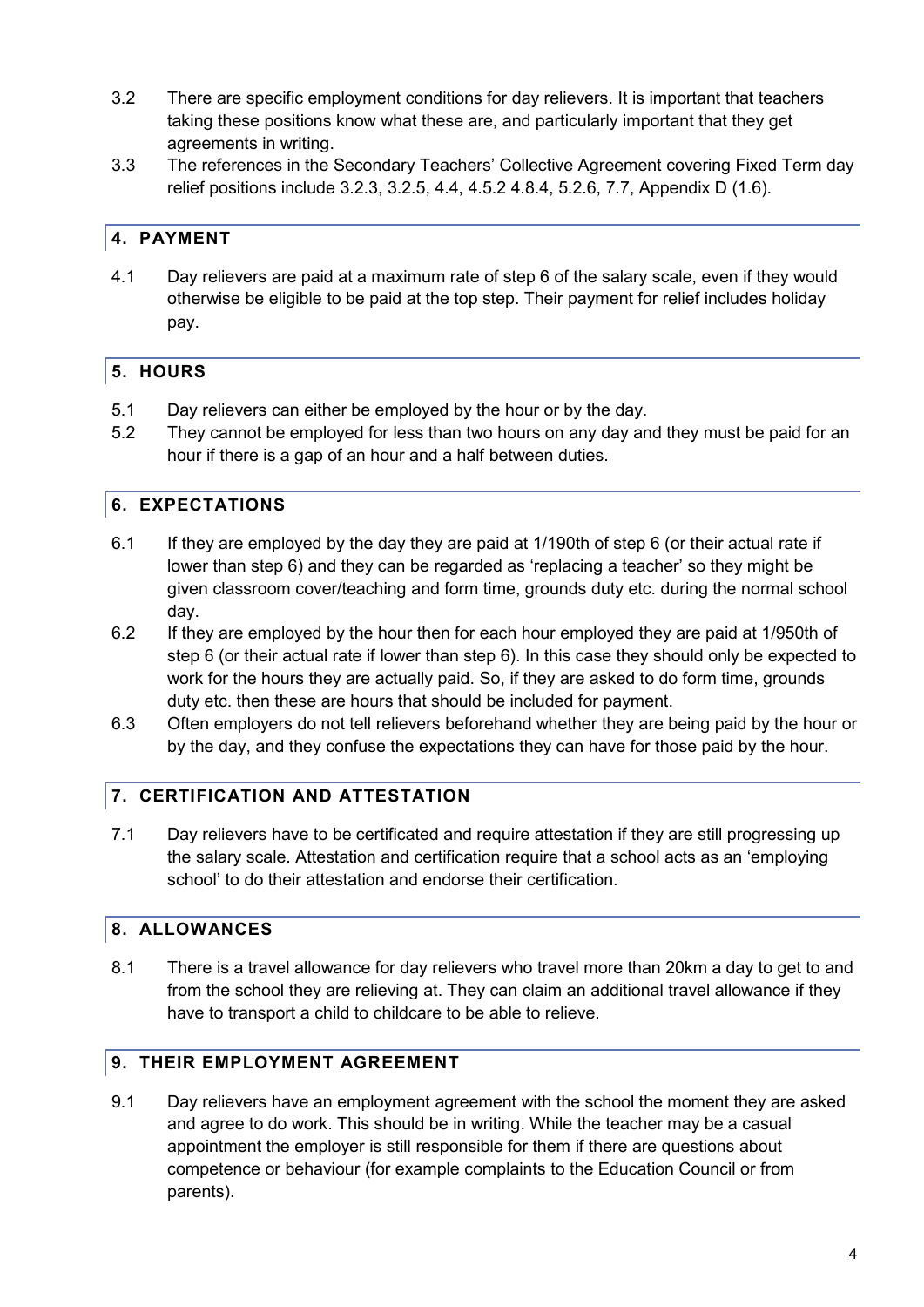3.2 There are specific employment conditions for day relievers. It is important that teachers taking these positions know what these are, and particularly important that they get agreements in writing.

3.3 The references in the Secondary Teachers' Collective Agreement covering Fixed Term day relief positions include 3.2.3, 3.2.5, 4.4, 4.5.2 4.8.4, 5.2.6, 7.7, Appendix D (1.6).

## 4. PAYMENT

4.1 Day relievers are paid at a maximum rate of step 6 of the salary scale, even if they would otherwise be eligible to be paid at the top step. Their payment for relief includes holiday pay.

## 5. HOURS

5.1 Day relievers can either be employed by the hour or by the day.

5.2 They cannot be employed for less than two hours on any day and they must be paid for an hour if there is a gap of an hour and a half between duties.

## 6. EXPECTATIONS

6.1 If they are employed by the day they are paid at 1/190th of step 6 (or their actual rate if lower than step 6) and they can be regarded as 'replacing a teacher' so they might be given classroom cover/teaching and form time, grounds duty etc. during the normal school day.

6.2 If they are employed by the hour then for each hour employed they are paid at 1/950th of step 6 (or their actual rate if lower than step 6). In this case they should only be expected to work for the hours they are actually paid. So, if they are asked to do form time, grounds duty etc. then these are hours that should be included for payment.

6.3 Often employers do not tell relievers beforehand whether they are being paid by the hour or by the day, and they confuse the expectations they can have for those paid by the hour.

## 7. CERTIFICATION AND ATTESTATION

7.1 Day relievers have to be certificated and require attestation if they are still progressing up the salary scale. Attestation and certification require that a school acts as an 'employing school' to do their attestation and endorse their certification.

## 8. ALLOWANCES

8.1 There is a travel allowance for day relievers who travel more than 20km a day to get to and from the school they are relieving at. They can claim an additional travel allowance if they have to transport a child to childcare to be able to relieve.

## 9. THEIR EMPLOYMENT AGREEMENT

9.1 Day relievers have an employment agreement with the school the moment they are asked and agree to do work. This should be in writing. While the teacher may be a casual appointment the employer is still responsible for them if there are questions about competence or behaviour (for example complaints to the Education Council or from parents).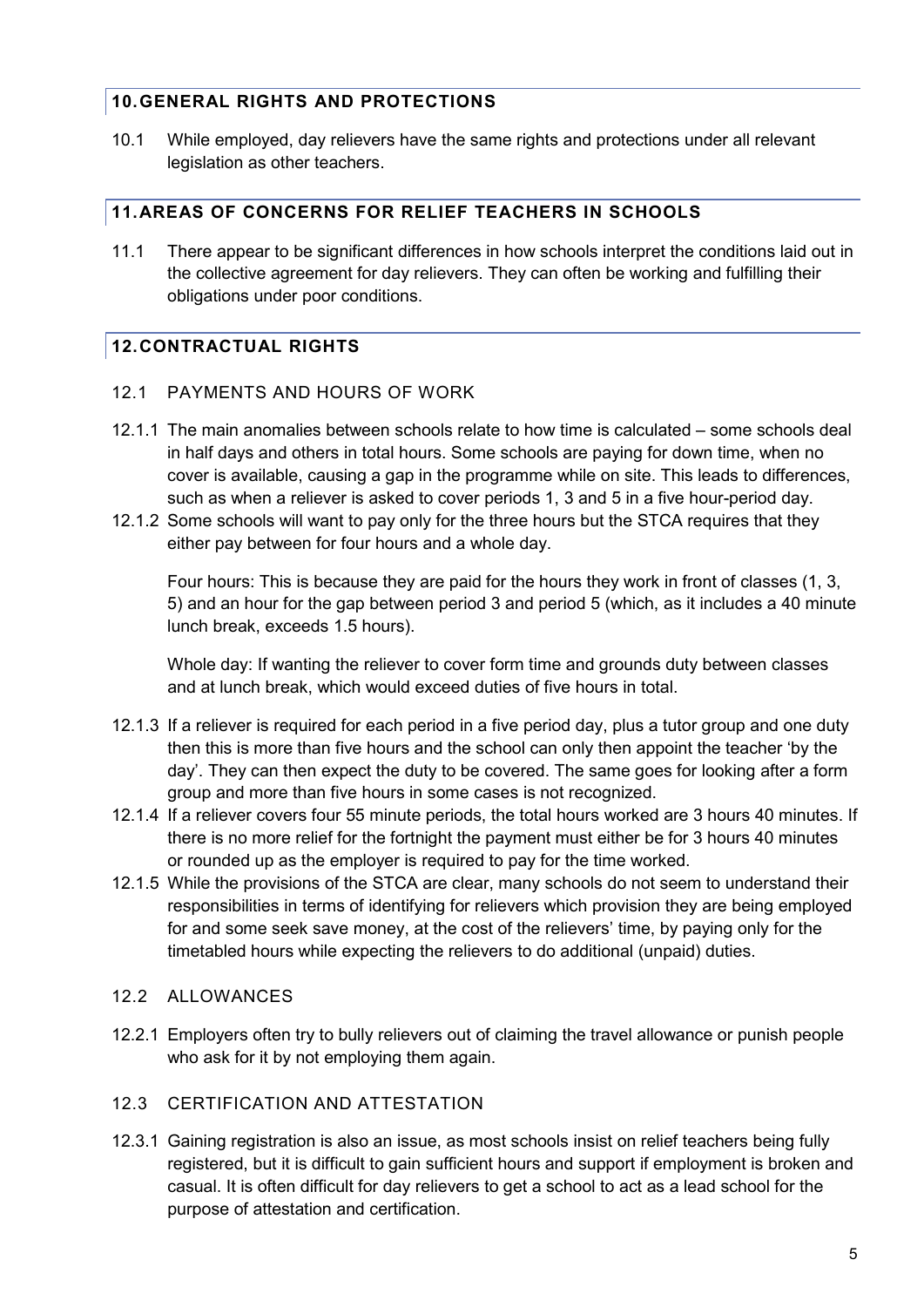## 10. GENERAL RIGHTS AND PROTECTIONS

10.1 While employed, day relievers have the same rights and protections under all relevant legislation as other teachers.

## 11. AREAS OF CONCERNS FOR RELIEF TEACHERS IN SCHOOLS

11.1 There appear to be significant differences in how schools interpret the conditions laid out in the collective agreement for day relievers. They can often be working and fulfilling their obligations under poor conditions.

## 12. CONTRACTUAL RIGHTS

### 12.1 PAYMENTS AND HOURS OF WORK

12.1.1 The main anomalies between schools relate to how time is calculated – some schools deal in half days and others in total hours. Some schools are paying for down time, when no cover is available, causing a gap in the programme while on site. This leads to differences, such as when a reliever is asked to cover periods 1, 3 and 5 in a five hour-period day.

12.1.2 Some schools will want to pay only for the three hours but the STCA requires that they either pay between for four hours and a whole day.

Four hours: This is because they are paid for the hours they work in front of classes (1, 3, 5) and an hour for the gap between period 3 and period 5 (which, as it includes a 40 minute lunch break, exceeds 1.5 hours).

Whole day: If wanting the reliever to cover form time and grounds duty between classes and at lunch break, which would exceed duties of five hours in total.

12.1.3 If a reliever is required for each period in a five period day, plus a tutor group and one duty then this is more than five hours and the school can only then appoint the teacher 'by the day'. They can then expect the duty to be covered. The same goes for looking after a form group and more than five hours in some cases is not recognized.

12.1.4 If a reliever covers four 55 minute periods, the total hours worked are 3 hours 40 minutes. If there is no more relief for the fortnight the payment must either be for 3 hours 40 minutes or rounded up as the employer is required to pay for the time worked.

12.1.5 While the provisions of the STCA are clear, many schools do not seem to understand their responsibilities in terms of identifying for relievers which provision they are being employed for and some seek save money, at the cost of the relievers' time, by paying only for the timetabled hours while expecting the relievers to do additional (unpaid) duties.

### 12.2 ALLOWANCES

12.2.1 Employers often try to bully relievers out of claiming the travel allowance or punish people who ask for it by not employing them again.

### 12.3 CERTIFICATION AND ATTESTATION

12.3.1 Gaining registration is also an issue, as most schools insist on relief teachers being fully registered, but it is difficult to gain sufficient hours and support if employment is broken and casual. It is often difficult for day relievers to get a school to act as a lead school for the purpose of attestation and certification.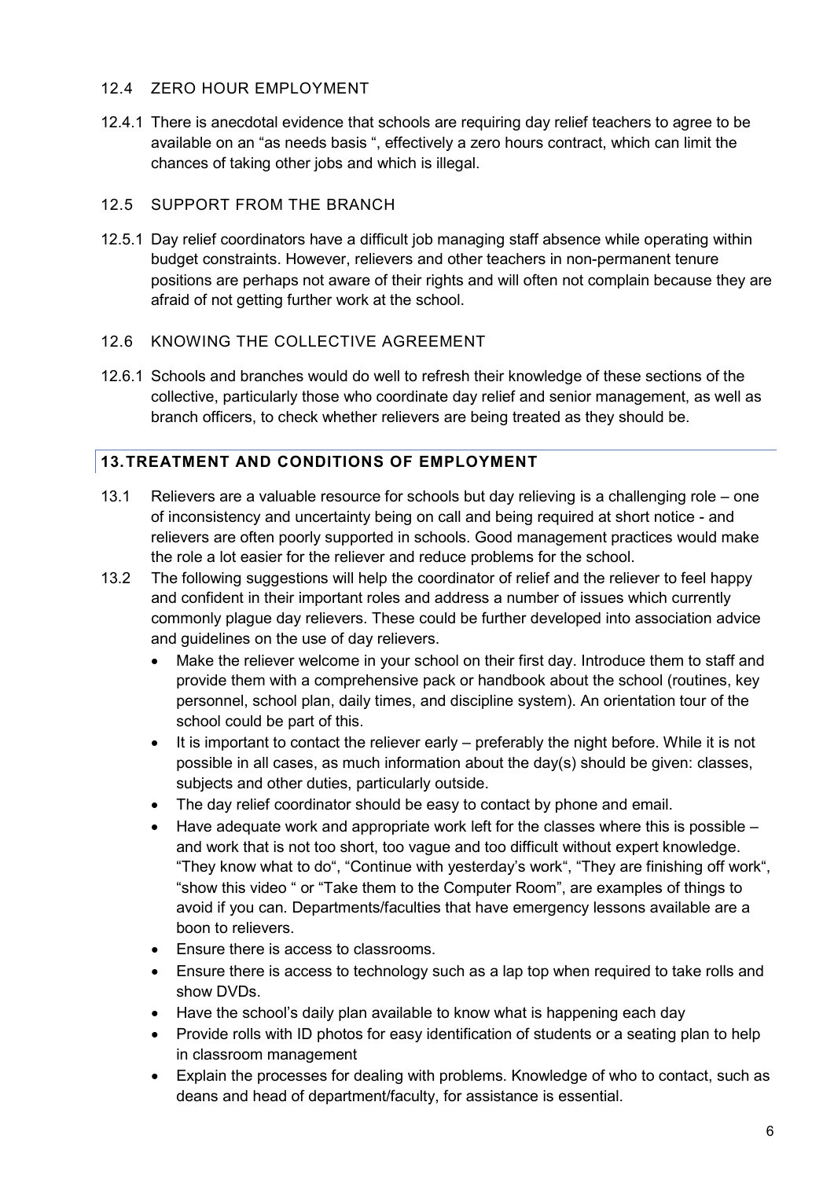### 12.4 ZERO HOUR EMPLOYMENT

12.4.1 There is anecdotal evidence that schools are requiring day relief teachers to agree to be available on an "as needs basis ", effectively a zero hours contract, which can limit the chances of taking other jobs and which is illegal.

### 12.5 SUPPORT FROM THE BRANCH

12.5.1 Day relief coordinators have a difficult job managing staff absence while operating within budget constraints. However, relievers and other teachers in non-permanent tenure positions are perhaps not aware of their rights and will often not complain because they are afraid of not getting further work at the school.

### 12.6 KNOWING THE COLLECTIVE AGREEMENT

12.6.1 Schools and branches would do well to refresh their knowledge of these sections of the collective, particularly those who coordinate day relief and senior management, as well as branch officers, to check whether relievers are being treated as they should be.

## 13. TREATMENT AND CONDITIONS OF EMPLOYMENT

13.1 Relievers are a valuable resource for schools but day relieving is a challenging role – one of inconsistency and uncertainty being on call and being required at short notice - and relievers are often poorly supported in schools. Good management practices would make the role a lot easier for the reliever and reduce problems for the school.

13.2 The following suggestions will help the coordinator of relief and the reliever to feel happy and confident in their important roles and address a number of issues which currently commonly plague day relievers. These could be further developed into association advice and guidelines on the use of day relievers.

- Make the reliever welcome in your school on their first day. Introduce them to staff and provide them with a comprehensive pack or handbook about the school (routines, key personnel, school plan, daily times, and discipline system). An orientation tour of the school could be part of this.
- It is important to contact the reliever early – preferably the night before. While it is not possible in all cases, as much information about the day(s) should be given: classes, subjects and other duties, particularly outside.
- The day relief coordinator should be easy to contact by phone and email.
- Have adequate work and appropriate work left for the classes where this is possible – and work that is not too short, too vague and too difficult without expert knowledge. "They know what to do", "Continue with yesterday's work", "They are finishing off work", "show this video " or "Take them to the Computer Room", are examples of things to avoid if you can. Departments/faculties that have emergency lessons available are a boon to relievers.
- Ensure there is access to classrooms.
- Ensure there is access to technology such as a lap top when required to take rolls and show DVDs.
- Have the school's daily plan available to know what is happening each day
- Provide rolls with ID photos for easy identification of students or a seating plan to help in classroom management
- Explain the processes for dealing with problems. Knowledge of who to contact, such as deans and head of department/faculty, for assistance is essential.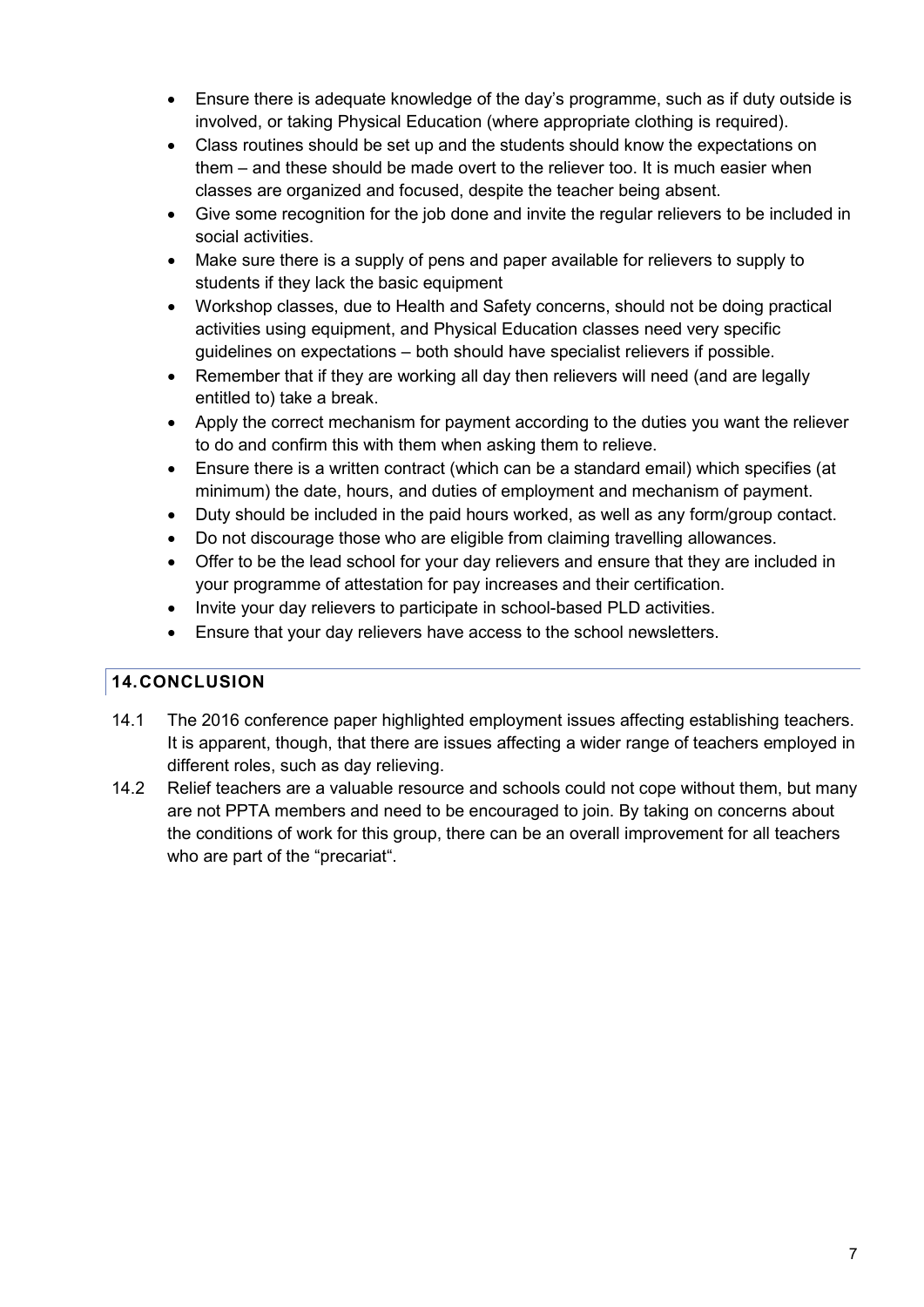- Ensure there is adequate knowledge of the day's programme, such as if duty outside is involved, or taking Physical Education (where appropriate clothing is required).
- Class routines should be set up and the students should know the expectations on them – and these should be made overt to the reliever too. It is much easier when classes are organized and focused, despite the teacher being absent.
- Give some recognition for the job done and invite the regular relievers to be included in social activities.
- Make sure there is a supply of pens and paper available for relievers to supply to students if they lack the basic equipment
- Workshop classes, due to Health and Safety concerns, should not be doing practical activities using equipment, and Physical Education classes need very specific guidelines on expectations – both should have specialist relievers if possible.
- Remember that if they are working all day then relievers will need (and are legally entitled to) take a break.
- Apply the correct mechanism for payment according to the duties you want the reliever to do and confirm this with them when asking them to relieve.
- Ensure there is a written contract (which can be a standard email) which specifies (at minimum) the date, hours, and duties of employment and mechanism of payment.
- Duty should be included in the paid hours worked, as well as any form/group contact.
- Do not discourage those who are eligible from claiming travelling allowances.
- Offer to be the lead school for your day relievers and ensure that they are included in your programme of attestation for pay increases and their certification.
- Invite your day relievers to participate in school-based PLD activities.
- Ensure that your day relievers have access to the school newsletters.

## 14. CONCLUSION

14.1 The 2016 conference paper highlighted employment issues affecting establishing teachers. It is apparent, though, that there are issues affecting a wider range of teachers employed in different roles, such as day relieving.

14.2 Relief teachers are a valuable resource and schools could not cope without them, but many are not PPTA members and need to be encouraged to join. By taking on concerns about the conditions of work for this group, there can be an overall improvement for all teachers who are part of the "precariat".